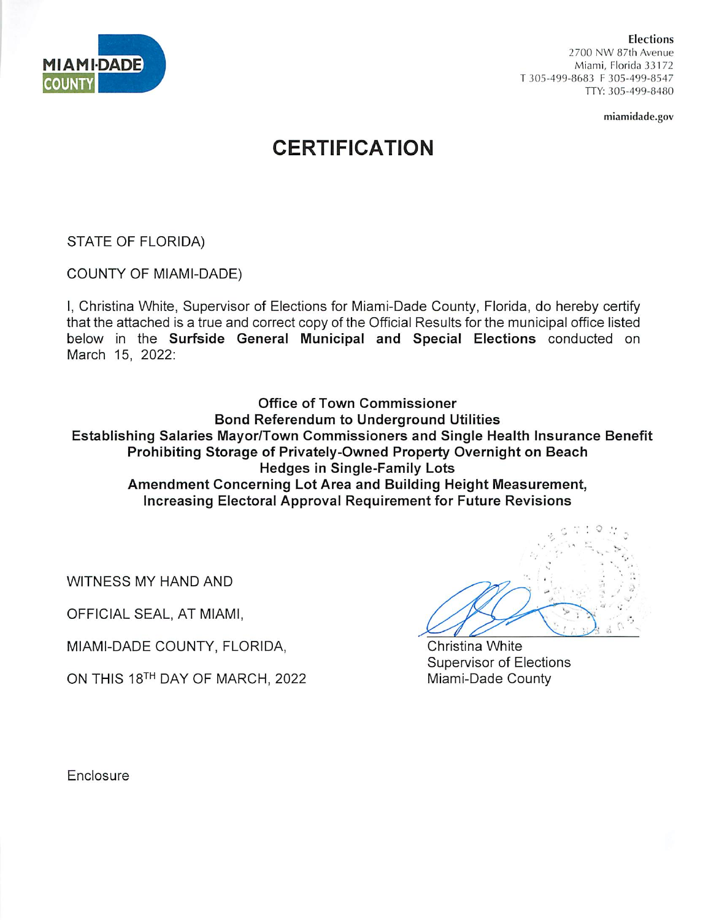MIAMI-DADE COUNTY

**Elections**
2700 NW 87th Avenue
Miami, Florida 33172
T 305-499-8683 F 305-499-8547
TTY: 305-499-8480

**miamidade.gov**

# CERTIFICATION

STATE OF FLORIDA)

COUNTY OF MIAMI-DADE)

I, Christina White, Supervisor of Elections for Miami-Dade County, Florida, do hereby certify that the attached is a true and correct copy of the Official Results for the municipal office listed below in the **Surfside General Municipal and Special Elections** conducted on March 15, 2022:

**Office of Town Commissioner**
**Bond Referendum to Underground Utilities**
**Establishing Salaries Mayor/Town Commissioners and Single Health Insurance Benefit**
**Prohibiting Storage of Privately-Owned Property Overnight on Beach**
**Hedges in Single-Family Lots**
**Amendment Concerning Lot Area and Building Height Measurement, Increasing Electoral Approval Requirement for Future Revisions**

WITNESS MY HAND AND

OFFICIAL SEAL, AT MIAMI,

MIAMI-DADE COUNTY, FLORIDA,

ON THIS 18TH DAY OF MARCH, 2022

Christina White
Supervisor of Elections
Miami-Dade County

Enclosure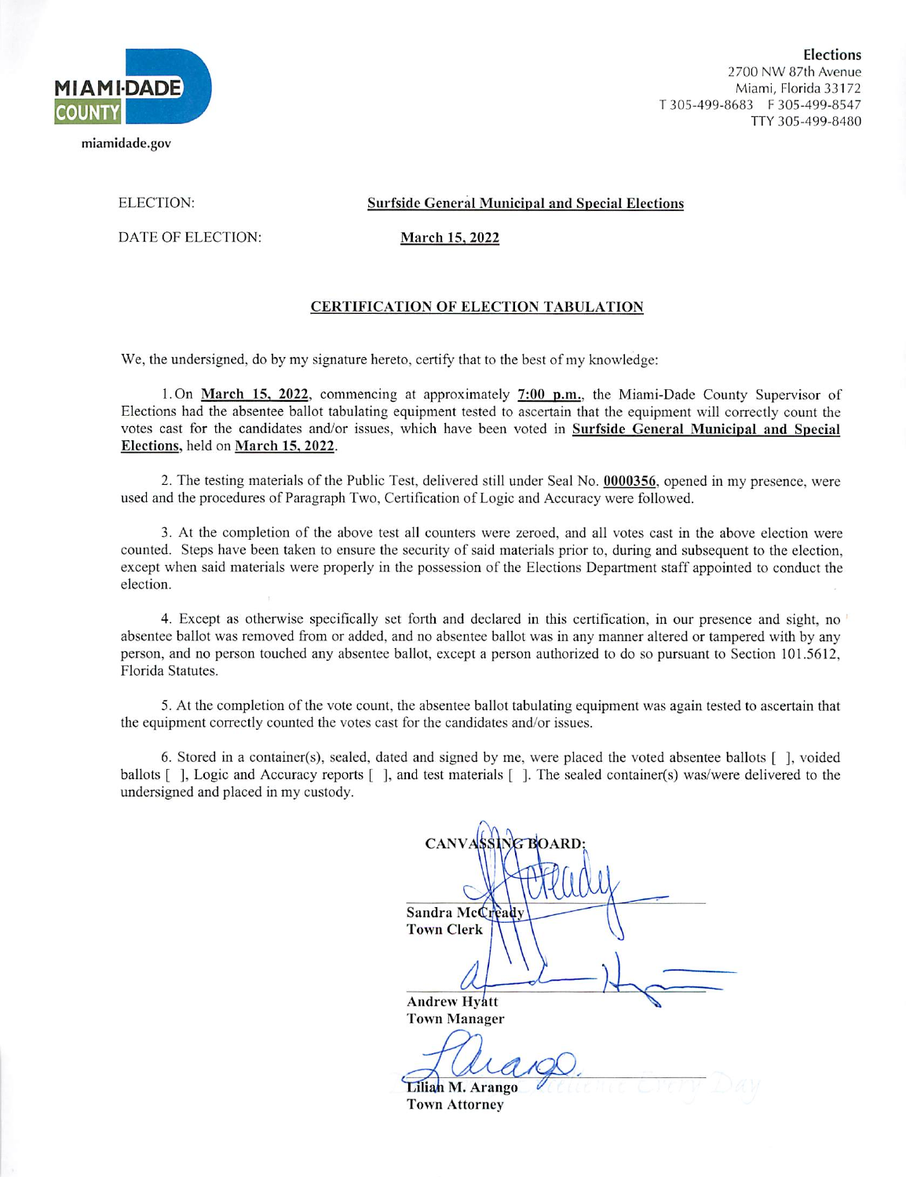MIAMI-DADE COUNTY

miamidade.gov

**Elections**
2700 NW 87th Avenue
Miami, Florida 33172
T 305-499-8683 F 305-499-8547
TTY 305-499-8480

ELECTION: **Surfside General Municipal and Special Elections**

DATE OF ELECTION: **March 15, 2022**

## CERTIFICATION OF ELECTION TABULATION

We, the undersigned, do by my signature hereto, certify that to the best of my knowledge:

1. On **March 15, 2022**, commencing at approximately **7:00 p.m.**, the Miami-Dade County Supervisor of Elections had the absentee ballot tabulating equipment tested to ascertain that the equipment will correctly count the votes cast for the candidates and/or issues, which have been voted in **Surfside General Municipal and Special Elections,** held on **March 15, 2022**.

2. The testing materials of the Public Test, delivered still under Seal No. **0000356**, opened in my presence, were used and the procedures of Paragraph Two, Certification of Logic and Accuracy were followed.

3. At the completion of the above test all counters were zeroed, and all votes cast in the above election were counted. Steps have been taken to ensure the security of said materials prior to, during and subsequent to the election, except when said materials were properly in the possession of the Elections Department staff appointed to conduct the election.

4. Except as otherwise specifically set forth and declared in this certification, in our presence and sight, no absentee ballot was removed from or added, and no absentee ballot was in any manner altered or tampered with by any person, and no person touched any absentee ballot, except a person authorized to do so pursuant to Section 101.5612, Florida Statutes.

5. At the completion of the vote count, the absentee ballot tabulating equipment was again tested to ascertain that the equipment correctly counted the votes cast for the candidates and/or issues.

6. Stored in a container(s), sealed, dated and signed by me, were placed the voted absentee ballots [ ], voided ballots [ ], Logic and Accuracy reports [ ], and test materials [ ]. The sealed container(s) was/were delivered to the undersigned and placed in my custody.

**CANVASSING BOARD:**

**Sandra McCready**
**Town Clerk**

**Andrew Hyatt**
**Town Manager**

**Lilian M. Arango**
**Town Attorney**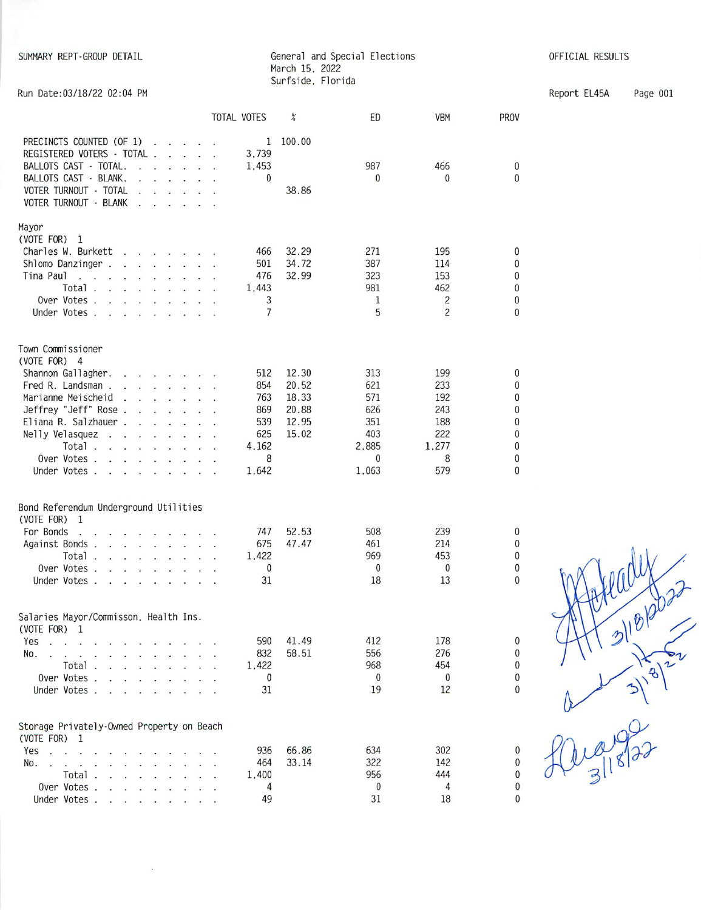SUMMARY REPT-GROUP DETAIL

General and Special Elections
March 15, 2022
Surfside, Florida

OFFICIAL RESULTS

Run Date:03/18/22 02:04 PM

Report EL45A

| | TOTAL VOTES | % | ED | VBM | PROV |
|---|---|---|---|---|---|
| PRECINCTS COUNTED (OF 1) | 1 | 100.00 | | | |
| REGISTERED VOTERS - TOTAL | 3,739 | | | | |
| BALLOTS CAST - TOTAL. | 1,453 | | 987 | 466 | 0 |
| BALLOTS CAST - BLANK. | 0 | | 0 | 0 | 0 |
| VOTER TURNOUT - TOTAL | | 38.86 | | | |
| VOTER TURNOUT - BLANK | | | | | |

## Mayor
(VOTE FOR) 1

| | TOTAL VOTES | % | ED | VBM | PROV |
|---|---|---|---|---|---|
| Charles W. Burkett | 466 | 32.29 | 271 | 195 | 0 |
| Shlomo Danzinger | 501 | 34.72 | 387 | 114 | 0 |
| Tina Paul | 476 | 32.99 | 323 | 153 | 0 |
| Total | 1,443 | | 981 | 462 | 0 |
| Over Votes | 3 | | 1 | 2 | 0 |
| Under Votes | 7 | | 5 | 2 | 0 |

## Town Commissioner
(VOTE FOR) 4

| | TOTAL VOTES | % | ED | VBM | PROV |
|---|---|---|---|---|---|
| Shannon Gallagher | 512 | 12.30 | 313 | 199 | 0 |
| Fred R. Landsman | 854 | 20.52 | 621 | 233 | 0 |
| Marianne Meischeid | 763 | 18.33 | 571 | 192 | 0 |
| Jeffrey "Jeff" Rose | 869 | 20.88 | 626 | 243 | 0 |
| Eliana R. Salzhauer | 539 | 12.95 | 351 | 188 | 0 |
| Nelly Velasquez | 625 | 15.02 | 403 | 222 | 0 |
| Total | 4,162 | | 2,885 | 1,277 | 0 |
| Over Votes | 8 | | 0 | 8 | 0 |
| Under Votes | 1,642 | | 1,063 | 579 | 0 |

## Bond Referendum Underground Utilities
(VOTE FOR) 1

| | TOTAL VOTES | % | ED | VBM | PROV |
|---|---|---|---|---|---|
| For Bonds | 747 | 52.53 | 508 | 239 | 0 |
| Against Bonds | 675 | 47.47 | 461 | 214 | 0 |
| Total | 1,422 | | 969 | 453 | 0 |
| Over Votes | 0 | | 0 | 0 | 0 |
| Under Votes | 31 | | 18 | 13 | 0 |

## Salaries Mayor/Commisson, Health Ins.
(VOTE FOR) 1

| | TOTAL VOTES | % | ED | VBM | PROV |
|---|---|---|---|---|---|
| Yes | 590 | 41.49 | 412 | 178 | 0 |
| No. | 832 | 58.51 | 556 | 276 | 0 |
| Total | 1,422 | | 968 | 454 | 0 |
| Over Votes | 0 | | 0 | 0 | 0 |
| Under Votes | 31 | | 19 | 12 | 0 |

## Storage Privately-Owned Property on Beach
(VOTE FOR) 1

| | TOTAL VOTES | % | ED | VBM | PROV |
|---|---|---|---|---|---|
| Yes | 936 | 66.86 | 634 | 302 | 0 |
| No. | 464 | 33.14 | 322 | 142 | 0 |
| Total | 1,400 | | 956 | 444 | 0 |
| Over Votes | 4 | | 0 | 4 | 0 |
| Under Votes | 49 | | 31 | 18 | 0 |

3/18/2022

3/18/22

3/18/22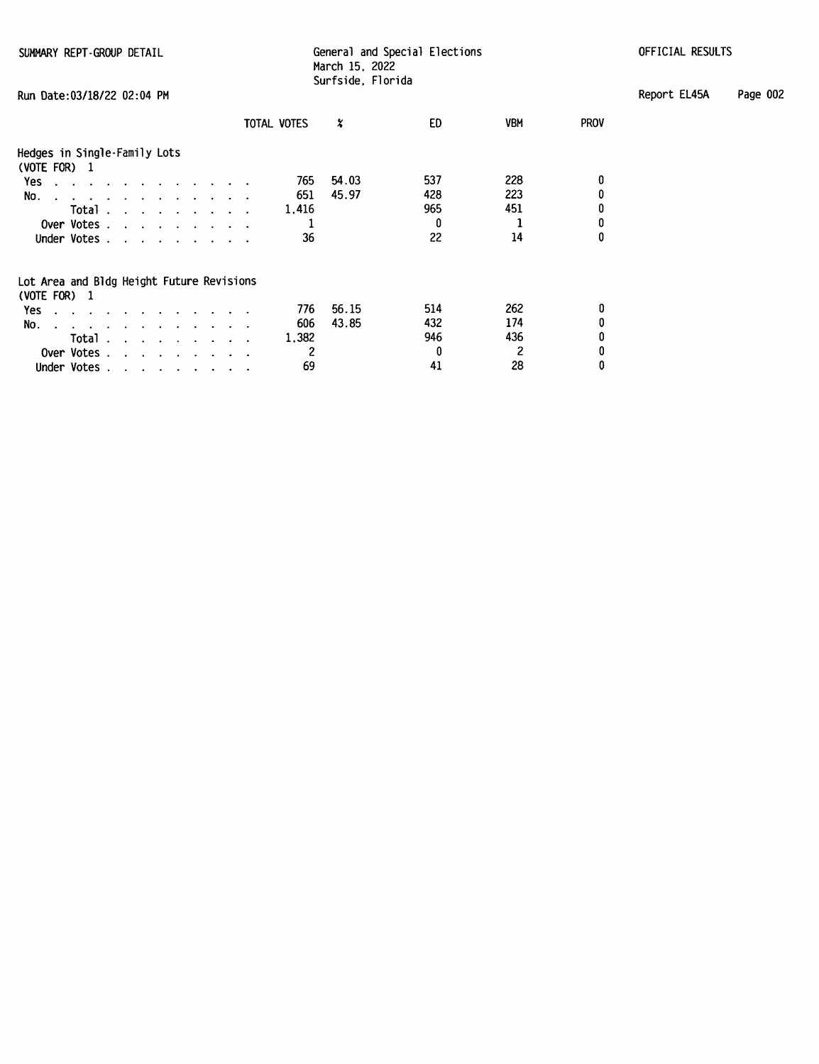SUMMARY REPT-GROUP DETAIL

General and Special Elections
March 15, 2022
Surfside, Florida

OFFICIAL RESULTS

Run Date:03/18/22 02:04 PM

Report EL45A

| | TOTAL VOTES | % | ED | VBM | PROV |
|---|---|---|---|---|---|
| **Hedges in Single-Family Lots** | | | | | |
| (VOTE FOR) 1 | | | | | |
| Yes | 765 | 54.03 | 537 | 228 | 0 |
| No. | 651 | 45.97 | 428 | 223 | 0 |
| Total | 1,416 | | 965 | 451 | 0 |
| Over Votes | 1 | | 0 | 1 | 0 |
| Under Votes | 36 | | 22 | 14 | 0 |
| **Lot Area and Bldg Height Future Revisions** | | | | | |
| (VOTE FOR) 1 | | | | | |
| Yes | 776 | 56.15 | 514 | 262 | 0 |
| No. | 606 | 43.85 | 432 | 174 | 0 |
| Total | 1,382 | | 946 | 436 | 0 |
| Over Votes | 2 | | 0 | 2 | 0 |
| Under Votes | 69 | | 41 | 28 | 0 |